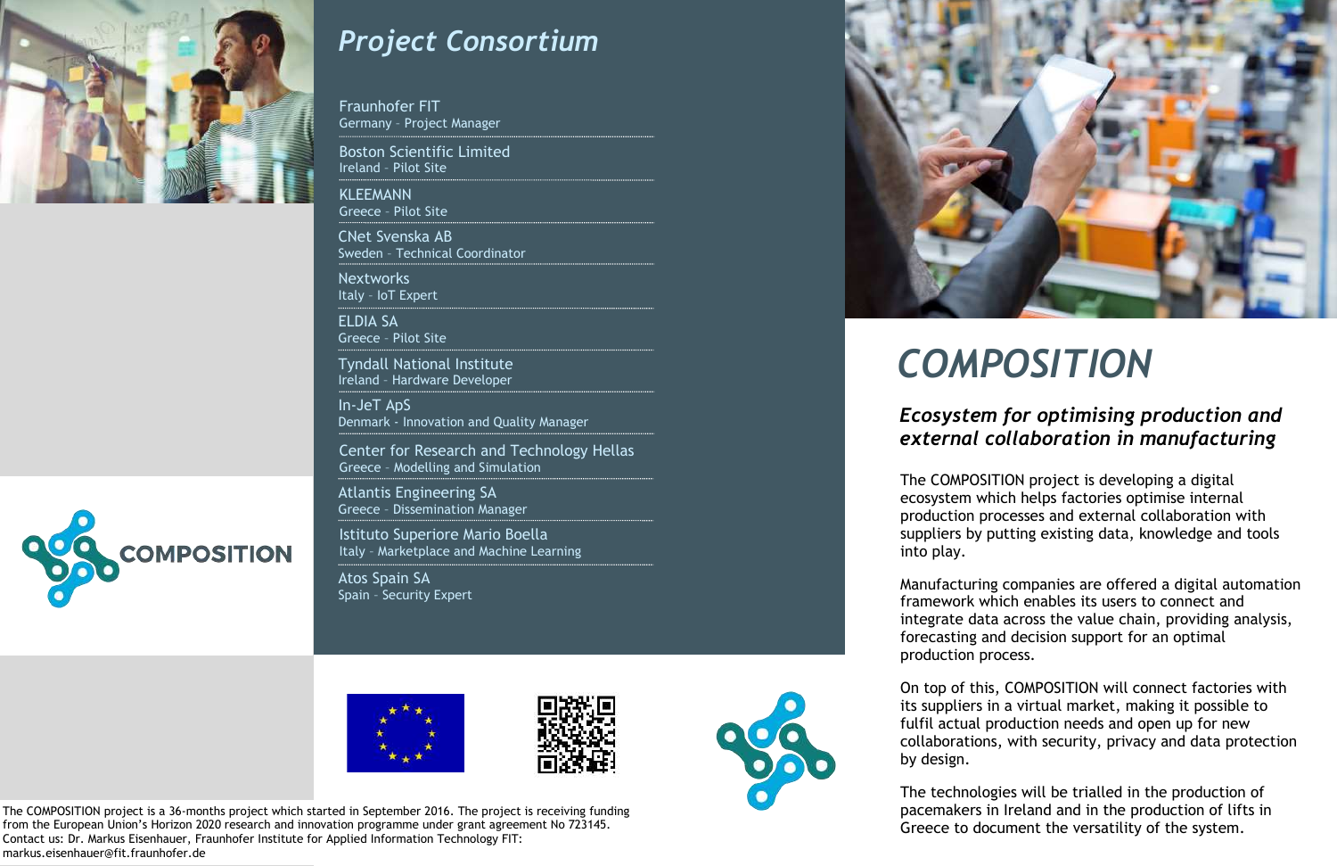# COMPOSITION

## *Ecosystem for optimising production and external collaboration in manufacturing*

The COMPOSITION project is developing a digital ecosystem which helps factories optimise internal production processes and external collaboration with suppliers by putting existing data, knowledge and tools into play.

Manufacturing companies are offered a digital automation framework which enables its users to connect and integrate data across the value chain, providing analysis, forecasting and decision support for an optimal production process.

On top of this, COMPOSITION will connect factories with its suppliers in a virtual market, making it possible to fulfil actual production needs and open up for new collaborations, with security, privacy and data protection by design.

The technologies will be trialled in the production of pacemakers in Ireland and in the production of lifts in Greece to document the versatility of the system.

## *Project Consortium*

**Fraunhofer FIT**
Germany - Project Manager

**Boston Scientific Limited**
Ireland - Pilot Site

**KLEEMANN**
Greece - Pilot Site

**CNet Svenska AB**
Sweden - Technical Coordinator

**Nextworks**
Italy - IoT Expert

**ELDIA SA**
Greece - Pilot Site

**Tyndall National Institute**
Ireland - Hardware Developer

**In-JeT ApS**
Denmark - Innovation and Quality Manager

**Center for Research and Technology Hellas**
Greece - Modelling and Simulation

**Atlantis Engineering SA**
Greece - Dissemination Manager

**Istituto Superiore Mario Boella**
Italy - Marketplace and Machine Learning

**Atos Spain SA**
Spain - Security Expert

COMPOSITION

The COMPOSITION project is a 36-months project which started in September 2016. The project is receiving funding from the European Union's Horizon 2020 research and innovation programme under grant agreement No 723145.
Contact us: Dr. Markus Eisenhauer, Fraunhofer Institute for Applied Information Technology FIT: markus.eisenhauer@fit.fraunhofer.de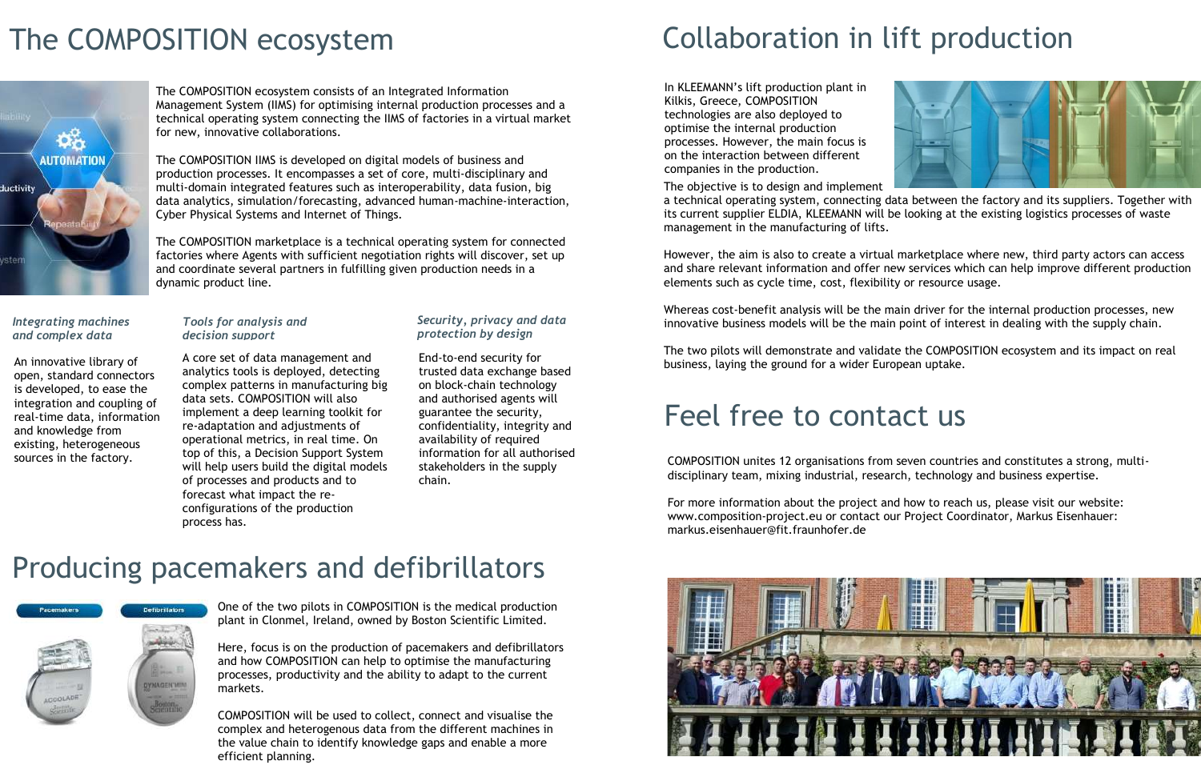# The COMPOSITION ecosystem

The COMPOSITION ecosystem consists of an Integrated Information Management System (IIMS) for optimising internal production processes and a technical operating system connecting the IIMS of factories in a virtual market for new, innovative collaborations.

The COMPOSITION IIMS is developed on digital models of business and production processes. It encompasses a set of core, multi-disciplinary and multi-domain integrated features such as interoperability, data fusion, big data analytics, simulation/forecasting, advanced human-machine-interaction, Cyber Physical Systems and Internet of Things.

The COMPOSITION marketplace is a technical operating system for connected factories where Agents with sufficient negotiation rights will discover, set up and coordinate several partners in fulfilling given production needs in a dynamic product line.

### *Integrating machines and complex data*

An innovative library of open, standard connectors is developed, to ease the integration and coupling of real-time data, information and knowledge from existing, heterogeneous sources in the factory.

### *Tools for analysis and decision support*

A core set of data management and analytics tools is deployed, detecting complex patterns in manufacturing big data sets. COMPOSITION will also implement a deep learning toolkit for re-adaptation and adjustments of operational metrics, in real time. On top of this, a Decision Support System will help users build the digital models of processes and products and to forecast what impact the re-configurations of the production process has.

### *Security, privacy and data protection by design*

End-to-end security for trusted data exchange based on block-chain technology and authorised agents will guarantee the security, confidentiality, integrity and availability of required information for all authorised stakeholders in the supply chain.

# Producing pacemakers and defibrillators

One of the two pilots in COMPOSITION is the medical production plant in Clonmel, Ireland, owned by Boston Scientific Limited.

Here, focus is on the production of pacemakers and defibrillators and how COMPOSITION can help to optimise the manufacturing processes, productivity and the ability to adapt to the current markets.

COMPOSITION will be used to collect, connect and visualise the complex and heterogenous data from the different machines in the value chain to identify knowledge gaps and enable a more efficient planning.

# Collaboration in lift production

In KLEEMANN's lift production plant in Kilkis, Greece, COMPOSITION technologies are also deployed to optimise the internal production processes. However, the main focus is on the interaction between different companies in the production.

The objective is to design and implement a technical operating system, connecting data between the factory and its suppliers. Together with its current supplier ELDIA, KLEEMANN will be looking at the existing logistics processes of waste management in the manufacturing of lifts.

However, the aim is also to create a virtual marketplace where new, third party actors can access and share relevant information and offer new services which can help improve different production elements such as cycle time, cost, flexibility or resource usage.

Whereas cost-benefit analysis will be the main driver for the internal production processes, new innovative business models will be the main point of interest in dealing with the supply chain.

The two pilots will demonstrate and validate the COMPOSITION ecosystem and its impact on real business, laying the ground for a wider European uptake.

# Feel free to contact us

COMPOSITION unites 12 organisations from seven countries and constitutes a strong, multi-disciplinary team, mixing industrial, research, technology and business expertise.

For more information about the project and how to reach us, please visit our website: www.composition-project.eu or contact our Project Coordinator, Markus Eisenhauer: markus.eisenhauer@fit.fraunhofer.de